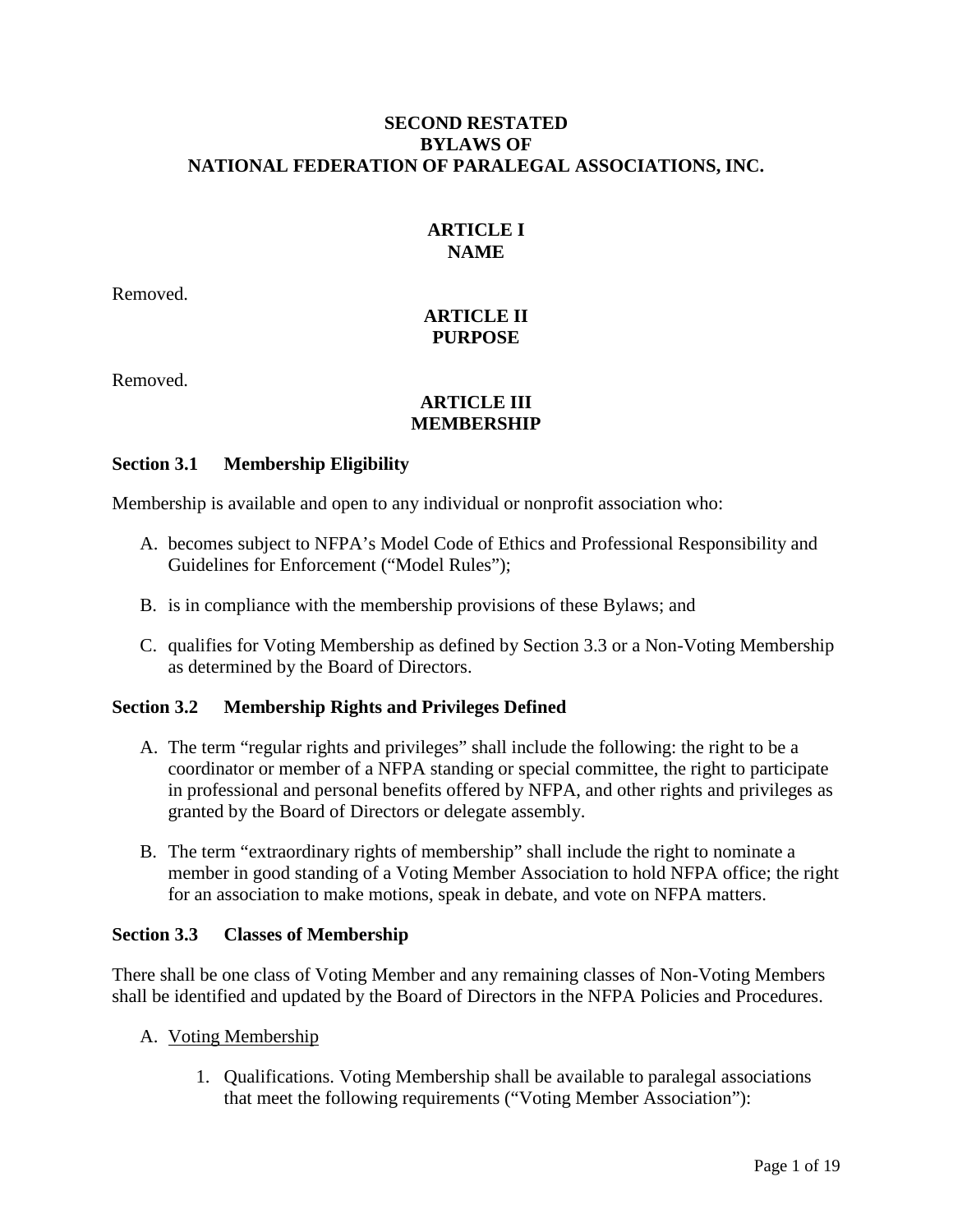# SECOND RESTATED BYLAWS OF NATIONAL FEDERATION OF PARALEGAL ASSOCIATIONS, INC.

## ARTICLE I NAME

Removed.

## ARTICLE II PURPOSE

Removed.

## ARTICLE III MEMBERSHIP

### Section 3.1 Membership Eligibility

Membership is available and open to any individual or nonprofit association who:

A. becomes subject to NFPA's Model Code of Ethics and Professional Responsibility and Guidelines for Enforcement ("Model Rules");

B. is in compliance with the membership provisions of these Bylaws; and

C. qualifies for Voting Membership as defined by Section 3.3 or a Non-Voting Membership as determined by the Board of Directors.

### Section 3.2 Membership Rights and Privileges Defined

A. The term "regular rights and privileges" shall include the following: the right to be a coordinator or member of a NFPA standing or special committee, the right to participate in professional and personal benefits offered by NFPA, and other rights and privileges as granted by the Board of Directors or delegate assembly.

B. The term "extraordinary rights of membership" shall include the right to nominate a member in good standing of a Voting Member Association to hold NFPA office; the right for an association to make motions, speak in debate, and vote on NFPA matters.

### Section 3.3 Classes of Membership

There shall be one class of Voting Member and any remaining classes of Non-Voting Members shall be identified and updated by the Board of Directors in the NFPA Policies and Procedures.

A. <u>Voting Membership</u>

   1. Qualifications. Voting Membership shall be available to paralegal associations that meet the following requirements ("Voting Member Association"):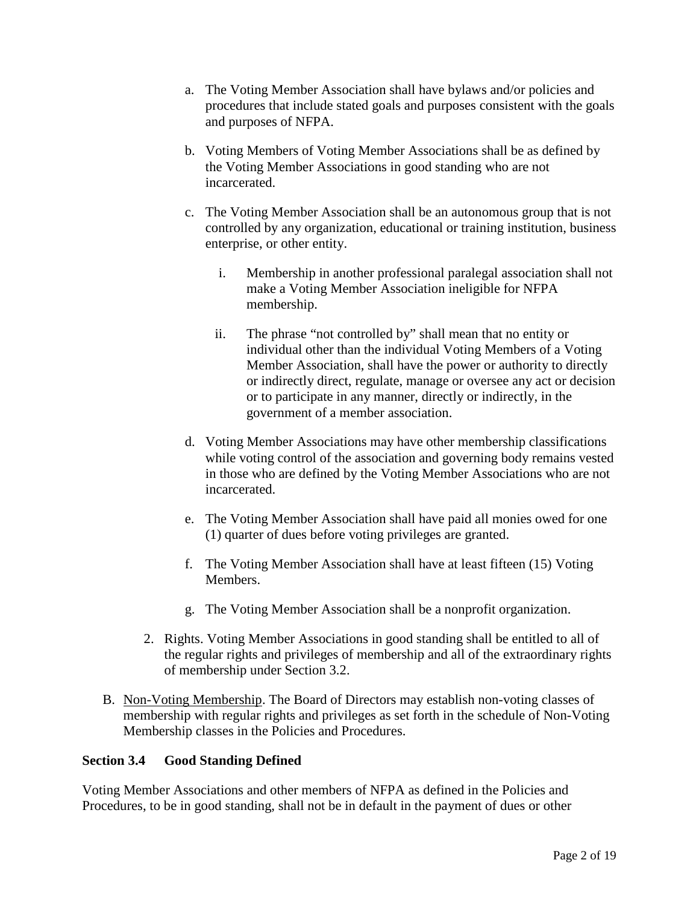a. The Voting Member Association shall have bylaws and/or policies and procedures that include stated goals and purposes consistent with the goals and purposes of NFPA.

   b. Voting Members of Voting Member Associations shall be as defined by the Voting Member Associations in good standing who are not incarcerated.

   c. The Voting Member Association shall be an autonomous group that is not controlled by any organization, educational or training institution, business enterprise, or other entity.

      i. Membership in another professional paralegal association shall not make a Voting Member Association ineligible for NFPA membership.

      ii. The phrase "not controlled by" shall mean that no entity or individual other than the individual Voting Members of a Voting Member Association, shall have the power or authority to directly or indirectly direct, regulate, manage or oversee any act or decision or to participate in any manner, directly or indirectly, in the government of a member association.

   d. Voting Member Associations may have other membership classifications while voting control of the association and governing body remains vested in those who are defined by the Voting Member Associations who are not incarcerated.

   e. The Voting Member Association shall have paid all monies owed for one (1) quarter of dues before voting privileges are granted.

   f. The Voting Member Association shall have at least fifteen (15) Voting Members.

   g. The Voting Member Association shall be a nonprofit organization.

2. Rights. Voting Member Associations in good standing shall be entitled to all of the regular rights and privileges of membership and all of the extraordinary rights of membership under Section 3.2.

B. Non-Voting Membership. The Board of Directors may establish non-voting classes of membership with regular rights and privileges as set forth in the schedule of Non-Voting Membership classes in the Policies and Procedures.

**Section 3.4 Good Standing Defined**

Voting Member Associations and other members of NFPA as defined in the Policies and Procedures, to be in good standing, shall not be in default in the payment of dues or other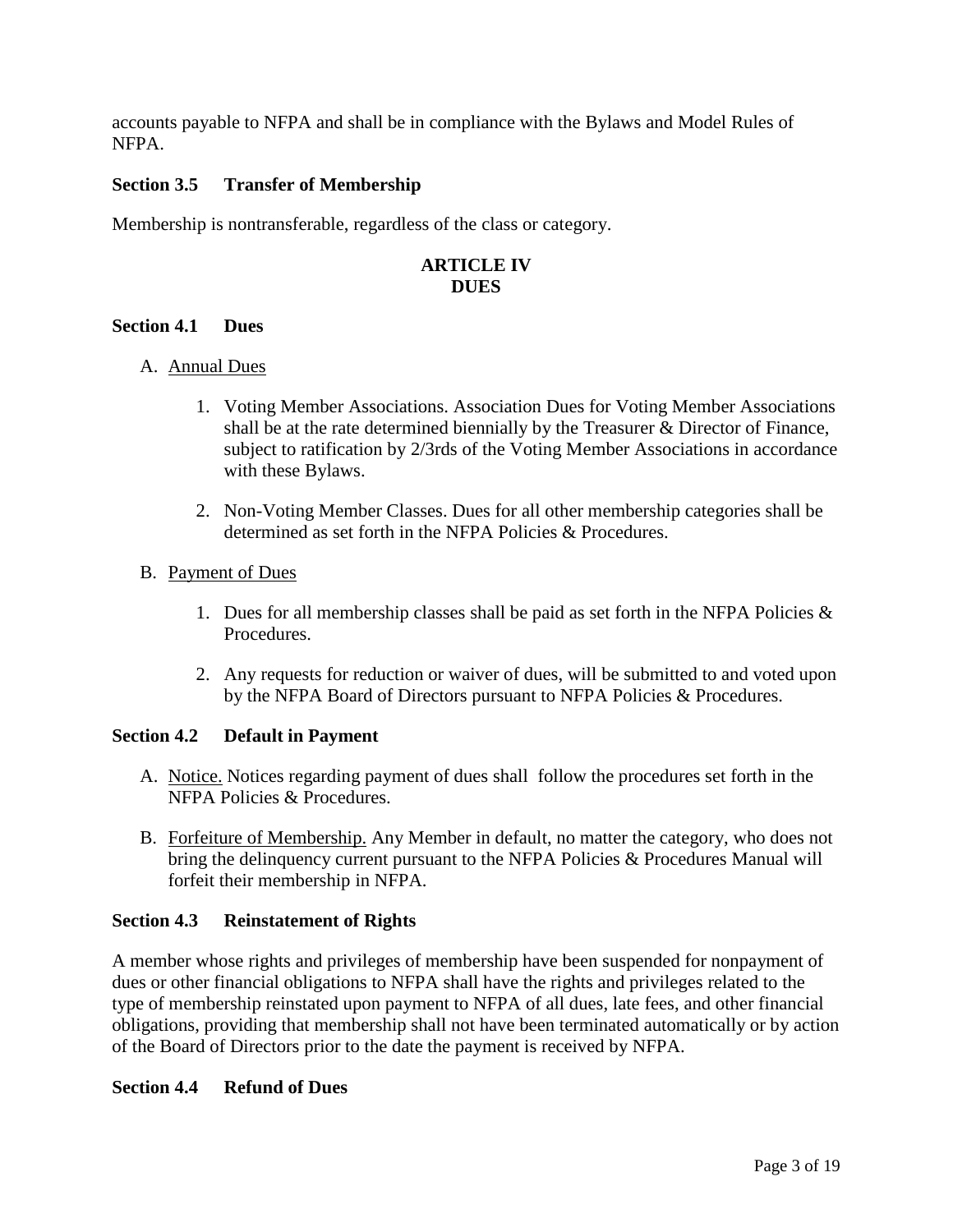accounts payable to NFPA and shall be in compliance with the Bylaws and Model Rules of NFPA.

### Section 3.5 Transfer of Membership

Membership is nontransferable, regardless of the class or category.

## ARTICLE IV
## DUES

### Section 4.1 Dues

A. Annual Dues

1. Voting Member Associations. Association Dues for Voting Member Associations shall be at the rate determined biennially by the Treasurer & Director of Finance, subject to ratification by 2/3rds of the Voting Member Associations in accordance with these Bylaws.

2. Non-Voting Member Classes. Dues for all other membership categories shall be determined as set forth in the NFPA Policies & Procedures.

B. Payment of Dues

1. Dues for all membership classes shall be paid as set forth in the NFPA Policies & Procedures.

2. Any requests for reduction or waiver of dues, will be submitted to and voted upon by the NFPA Board of Directors pursuant to NFPA Policies & Procedures.

### Section 4.2 Default in Payment

A. Notice. Notices regarding payment of dues shall follow the procedures set forth in the NFPA Policies & Procedures.

B. Forfeiture of Membership. Any Member in default, no matter the category, who does not bring the delinquency current pursuant to the NFPA Policies & Procedures Manual will forfeit their membership in NFPA.

### Section 4.3 Reinstatement of Rights

A member whose rights and privileges of membership have been suspended for nonpayment of dues or other financial obligations to NFPA shall have the rights and privileges related to the type of membership reinstated upon payment to NFPA of all dues, late fees, and other financial obligations, providing that membership shall not have been terminated automatically or by action of the Board of Directors prior to the date the payment is received by NFPA.

### Section 4.4 Refund of Dues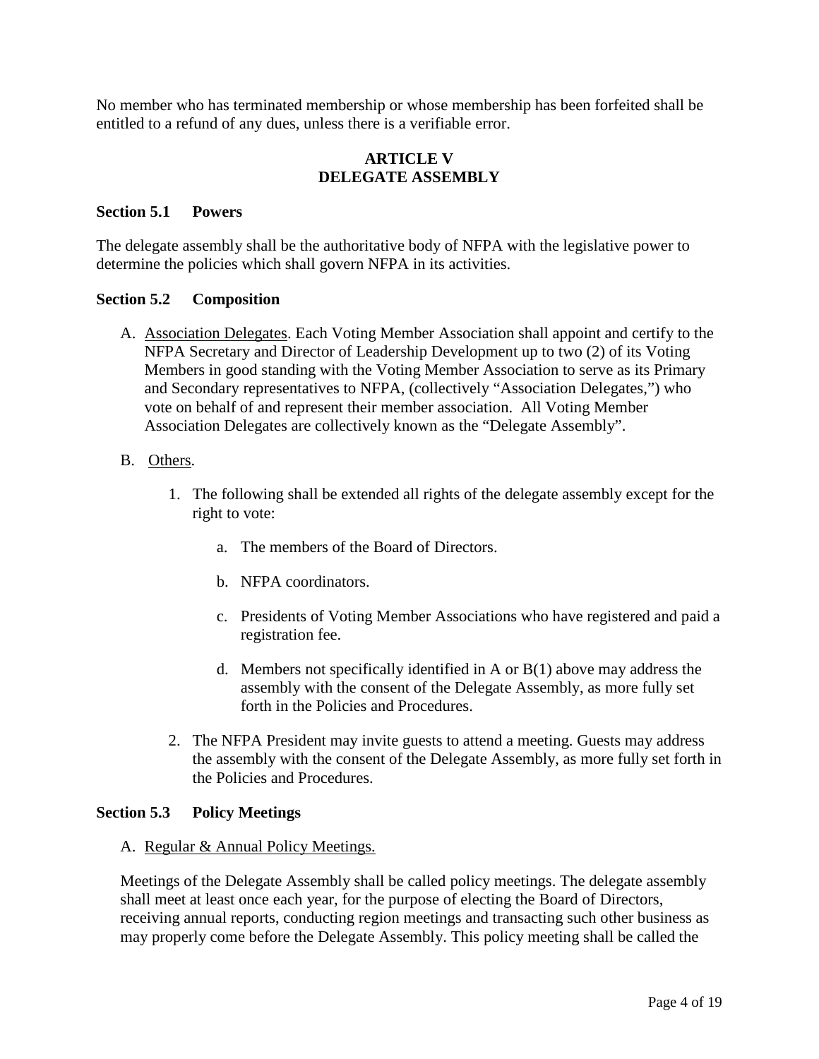No member who has terminated membership or whose membership has been forfeited shall be entitled to a refund of any dues, unless there is a verifiable error.

## ARTICLE V
## DELEGATE ASSEMBLY

### Section 5.1 Powers

The delegate assembly shall be the authoritative body of NFPA with the legislative power to determine the policies which shall govern NFPA in its activities.

### Section 5.2 Composition

A. Association Delegates. Each Voting Member Association shall appoint and certify to the NFPA Secretary and Director of Leadership Development up to two (2) of its Voting Members in good standing with the Voting Member Association to serve as its Primary and Secondary representatives to NFPA, (collectively "Association Delegates,") who vote on behalf of and represent their member association. All Voting Member Association Delegates are collectively known as the "Delegate Assembly".

B. Others.

1. The following shall be extended all rights of the delegate assembly except for the right to vote:

   a. The members of the Board of Directors.

   b. NFPA coordinators.

   c. Presidents of Voting Member Associations who have registered and paid a registration fee.

   d. Members not specifically identified in A or B(1) above may address the assembly with the consent of the Delegate Assembly, as more fully set forth in the Policies and Procedures.

2. The NFPA President may invite guests to attend a meeting. Guests may address the assembly with the consent of the Delegate Assembly, as more fully set forth in the Policies and Procedures.

### Section 5.3 Policy Meetings

A. Regular & Annual Policy Meetings.

Meetings of the Delegate Assembly shall be called policy meetings. The delegate assembly shall meet at least once each year, for the purpose of electing the Board of Directors, receiving annual reports, conducting region meetings and transacting such other business as may properly come before the Delegate Assembly. This policy meeting shall be called the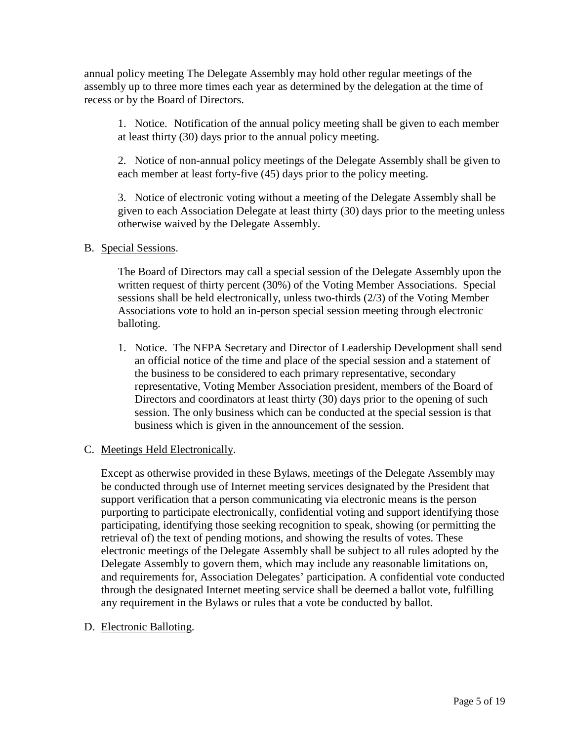annual policy meeting The Delegate Assembly may hold other regular meetings of the assembly up to three more times each year as determined by the delegation at the time of recess or by the Board of Directors.

1. Notice. Notification of the annual policy meeting shall be given to each member at least thirty (30) days prior to the annual policy meeting.

2. Notice of non-annual policy meetings of the Delegate Assembly shall be given to each member at least forty-five (45) days prior to the policy meeting.

3. Notice of electronic voting without a meeting of the Delegate Assembly shall be given to each Association Delegate at least thirty (30) days prior to the meeting unless otherwise waived by the Delegate Assembly.

B. <u>Special Sessions</u>.

The Board of Directors may call a special session of the Delegate Assembly upon the written request of thirty percent (30%) of the Voting Member Associations. Special sessions shall be held electronically, unless two-thirds (2/3) of the Voting Member Associations vote to hold an in-person special session meeting through electronic balloting.

1. Notice. The NFPA Secretary and Director of Leadership Development shall send an official notice of the time and place of the special session and a statement of the business to be considered to each primary representative, secondary representative, Voting Member Association president, members of the Board of Directors and coordinators at least thirty (30) days prior to the opening of such session. The only business which can be conducted at the special session is that business which is given in the announcement of the session.

C. <u>Meetings Held Electronically</u>.

Except as otherwise provided in these Bylaws, meetings of the Delegate Assembly may be conducted through use of Internet meeting services designated by the President that support verification that a person communicating via electronic means is the person purporting to participate electronically, confidential voting and support identifying those participating, identifying those seeking recognition to speak, showing (or permitting the retrieval of) the text of pending motions, and showing the results of votes. These electronic meetings of the Delegate Assembly shall be subject to all rules adopted by the Delegate Assembly to govern them, which may include any reasonable limitations on, and requirements for, Association Delegates' participation. A confidential vote conducted through the designated Internet meeting service shall be deemed a ballot vote, fulfilling any requirement in the Bylaws or rules that a vote be conducted by ballot.

D. <u>Electronic Balloting</u>.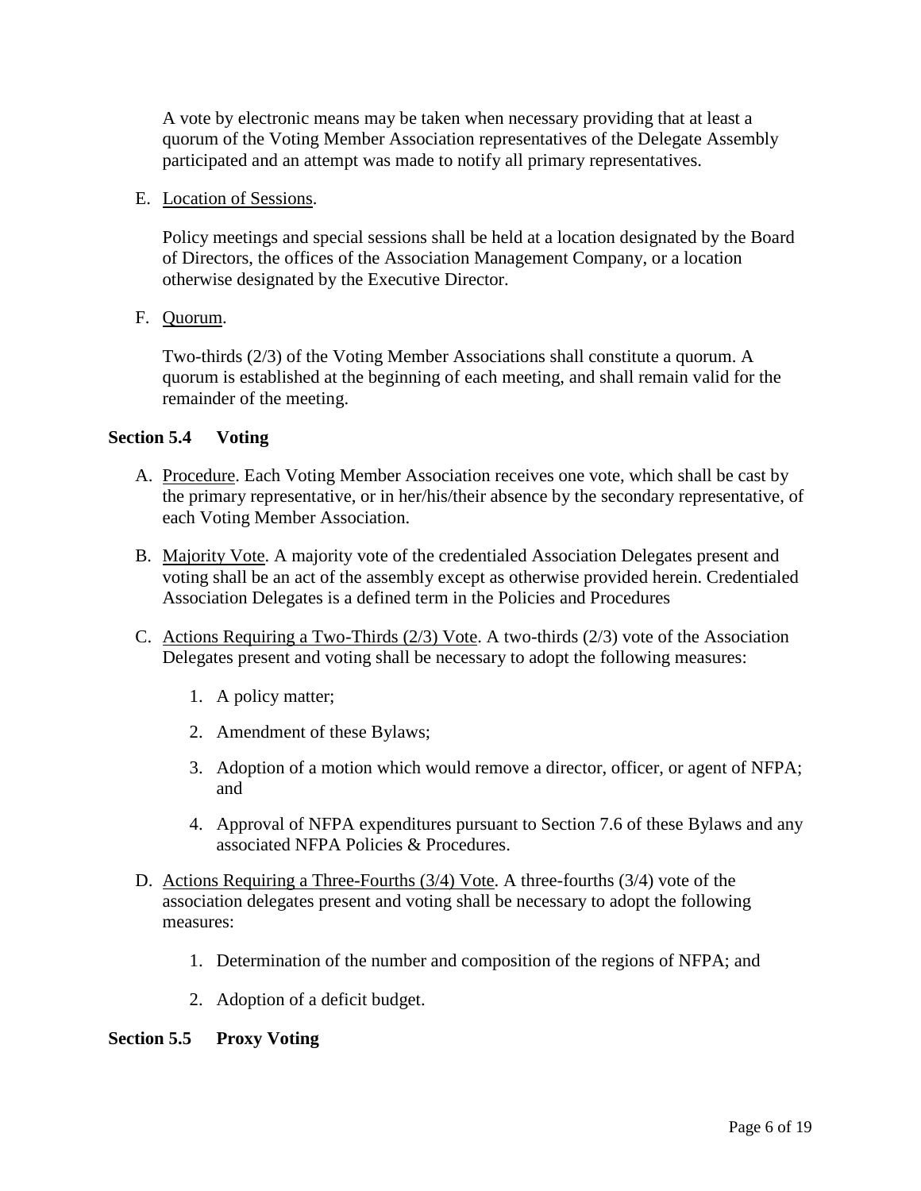A vote by electronic means may be taken when necessary providing that at least a quorum of the Voting Member Association representatives of the Delegate Assembly participated and an attempt was made to notify all primary representatives.

E. Location of Sessions.

Policy meetings and special sessions shall be held at a location designated by the Board of Directors, the offices of the Association Management Company, or a location otherwise designated by the Executive Director.

F. Quorum.

Two-thirds (2/3) of the Voting Member Associations shall constitute a quorum. A quorum is established at the beginning of each meeting, and shall remain valid for the remainder of the meeting.

**Section 5.4 Voting**

A. Procedure. Each Voting Member Association receives one vote, which shall be cast by the primary representative, or in her/his/their absence by the secondary representative, of each Voting Member Association.

B. Majority Vote. A majority vote of the credentialed Association Delegates present and voting shall be an act of the assembly except as otherwise provided herein. Credentialed Association Delegates is a defined term in the Policies and Procedures

C. Actions Requiring a Two-Thirds (2/3) Vote. A two-thirds (2/3) vote of the Association Delegates present and voting shall be necessary to adopt the following measures:

1. A policy matter;
2. Amendment of these Bylaws;
3. Adoption of a motion which would remove a director, officer, or agent of NFPA; and
4. Approval of NFPA expenditures pursuant to Section 7.6 of these Bylaws and any associated NFPA Policies & Procedures.

D. Actions Requiring a Three-Fourths (3/4) Vote. A three-fourths (3/4) vote of the association delegates present and voting shall be necessary to adopt the following measures:

1. Determination of the number and composition of the regions of NFPA; and
2. Adoption of a deficit budget.

**Section 5.5 Proxy Voting**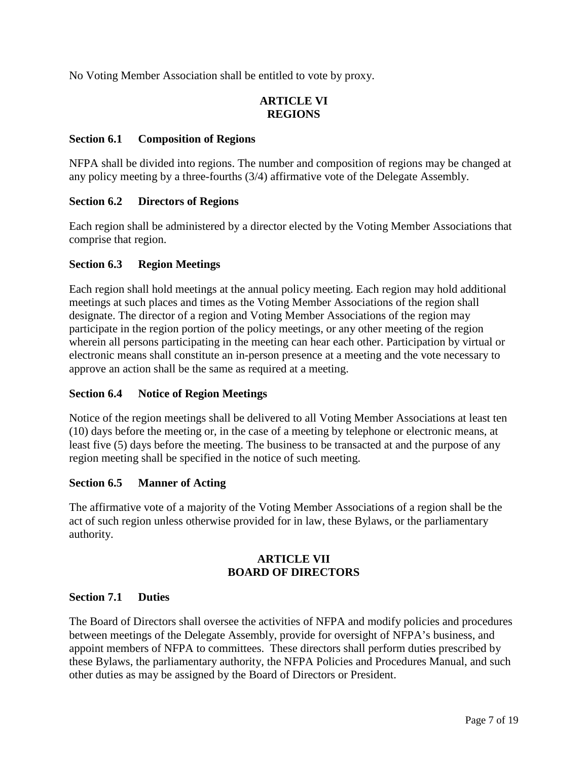No Voting Member Association shall be entitled to vote by proxy.

## ARTICLE VI
## REGIONS

### Section 6.1 Composition of Regions

NFPA shall be divided into regions. The number and composition of regions may be changed at any policy meeting by a three-fourths (3/4) affirmative vote of the Delegate Assembly.

### Section 6.2 Directors of Regions

Each region shall be administered by a director elected by the Voting Member Associations that comprise that region.

### Section 6.3 Region Meetings

Each region shall hold meetings at the annual policy meeting. Each region may hold additional meetings at such places and times as the Voting Member Associations of the region shall designate. The director of a region and Voting Member Associations of the region may participate in the region portion of the policy meetings, or any other meeting of the region wherein all persons participating in the meeting can hear each other. Participation by virtual or electronic means shall constitute an in-person presence at a meeting and the vote necessary to approve an action shall be the same as required at a meeting.

### Section 6.4 Notice of Region Meetings

Notice of the region meetings shall be delivered to all Voting Member Associations at least ten (10) days before the meeting or, in the case of a meeting by telephone or electronic means, at least five (5) days before the meeting. The business to be transacted at and the purpose of any region meeting shall be specified in the notice of such meeting.

### Section 6.5 Manner of Acting

The affirmative vote of a majority of the Voting Member Associations of a region shall be the act of such region unless otherwise provided for in law, these Bylaws, or the parliamentary authority.

## ARTICLE VII
## BOARD OF DIRECTORS

### Section 7.1 Duties

The Board of Directors shall oversee the activities of NFPA and modify policies and procedures between meetings of the Delegate Assembly, provide for oversight of NFPA's business, and appoint members of NFPA to committees. These directors shall perform duties prescribed by these Bylaws, the parliamentary authority, the NFPA Policies and Procedures Manual, and such other duties as may be assigned by the Board of Directors or President.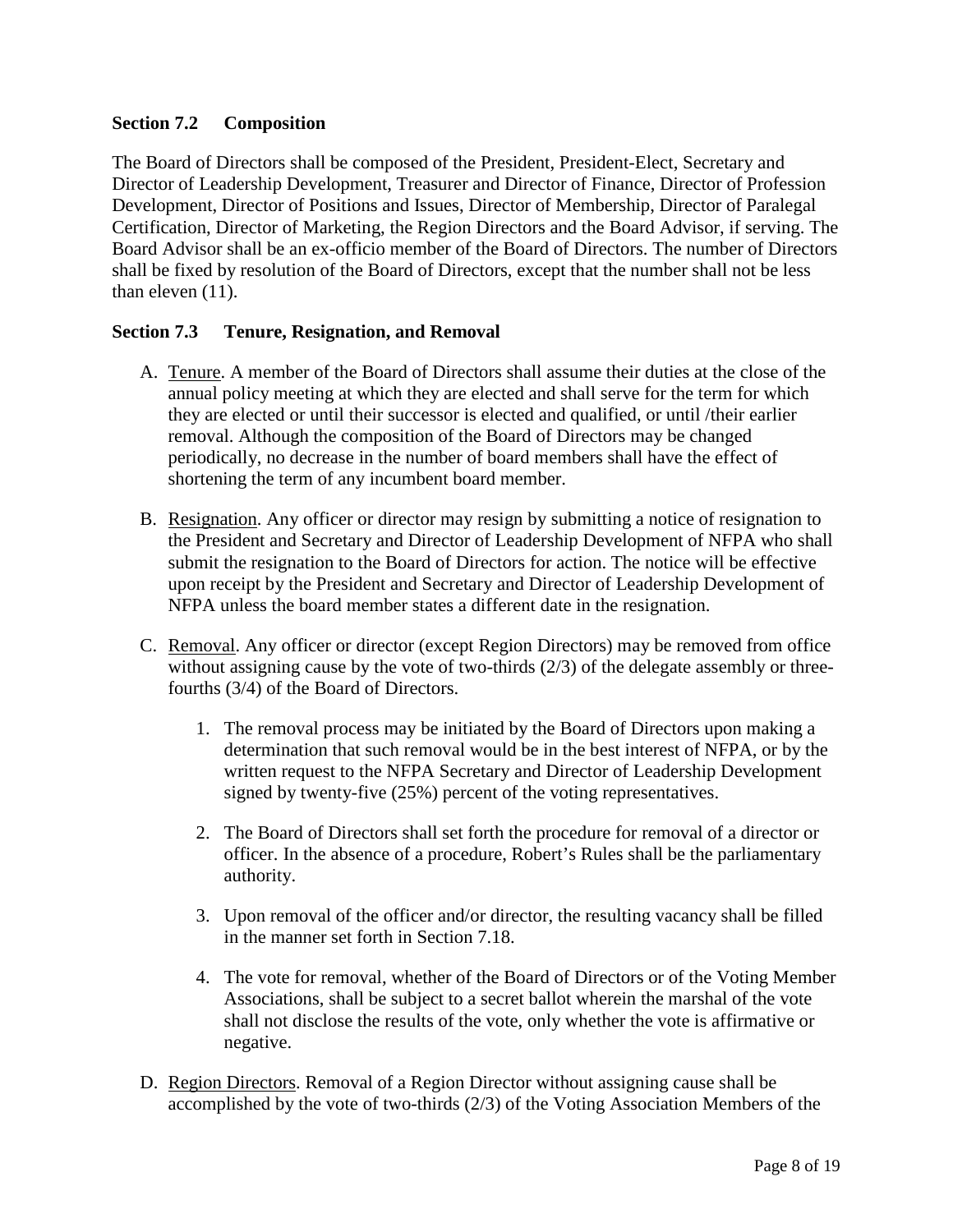**Section 7.2 Composition**

The Board of Directors shall be composed of the President, President-Elect, Secretary and Director of Leadership Development, Treasurer and Director of Finance, Director of Profession Development, Director of Positions and Issues, Director of Membership, Director of Paralegal Certification, Director of Marketing, the Region Directors and the Board Advisor, if serving. The Board Advisor shall be an ex-officio member of the Board of Directors. The number of Directors shall be fixed by resolution of the Board of Directors, except that the number shall not be less than eleven (11).

**Section 7.3 Tenure, Resignation, and Removal**

A. Tenure. A member of the Board of Directors shall assume their duties at the close of the annual policy meeting at which they are elected and shall serve for the term for which they are elected or until their successor is elected and qualified, or until /their earlier removal. Although the composition of the Board of Directors may be changed periodically, no decrease in the number of board members shall have the effect of shortening the term of any incumbent board member.

B. Resignation. Any officer or director may resign by submitting a notice of resignation to the President and Secretary and Director of Leadership Development of NFPA who shall submit the resignation to the Board of Directors for action. The notice will be effective upon receipt by the President and Secretary and Director of Leadership Development of NFPA unless the board member states a different date in the resignation.

C. Removal. Any officer or director (except Region Directors) may be removed from office without assigning cause by the vote of two-thirds (2/3) of the delegate assembly or three-fourths (3/4) of the Board of Directors.

   1. The removal process may be initiated by the Board of Directors upon making a determination that such removal would be in the best interest of NFPA, or by the written request to the NFPA Secretary and Director of Leadership Development signed by twenty-five (25%) percent of the voting representatives.

   2. The Board of Directors shall set forth the procedure for removal of a director or officer. In the absence of a procedure, Robert's Rules shall be the parliamentary authority.

   3. Upon removal of the officer and/or director, the resulting vacancy shall be filled in the manner set forth in Section 7.18.

   4. The vote for removal, whether of the Board of Directors or of the Voting Member Associations, shall be subject to a secret ballot wherein the marshal of the vote shall not disclose the results of the vote, only whether the vote is affirmative or negative.

D. Region Directors. Removal of a Region Director without assigning cause shall be accomplished by the vote of two-thirds (2/3) of the Voting Association Members of the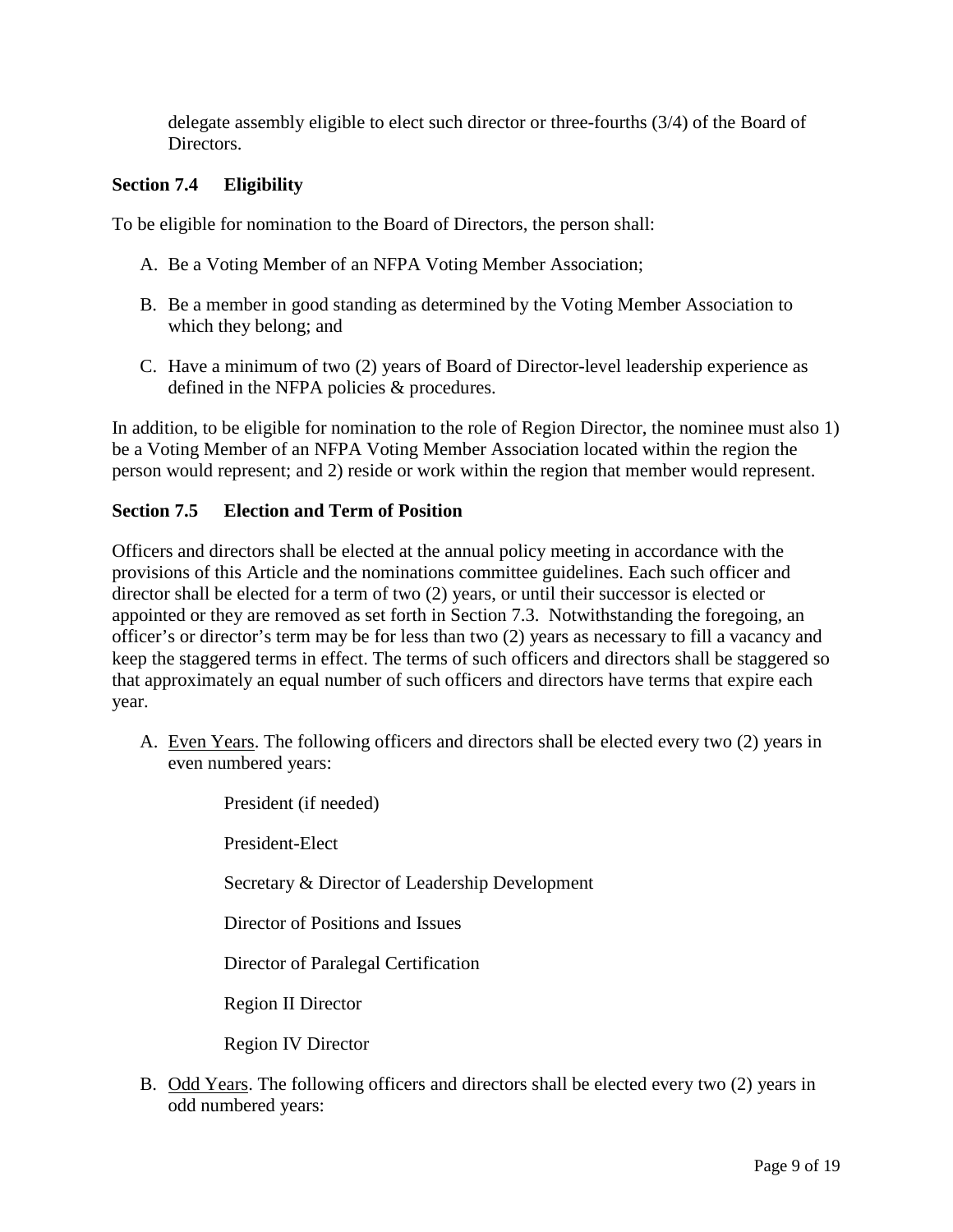delegate assembly eligible to elect such director or three-fourths (3/4) of the Board of Directors.

### Section 7.4 Eligibility

To be eligible for nomination to the Board of Directors, the person shall:

A. Be a Voting Member of an NFPA Voting Member Association;

B. Be a member in good standing as determined by the Voting Member Association to which they belong; and

C. Have a minimum of two (2) years of Board of Director-level leadership experience as defined in the NFPA policies & procedures.

In addition, to be eligible for nomination to the role of Region Director, the nominee must also 1) be a Voting Member of an NFPA Voting Member Association located within the region the person would represent; and 2) reside or work within the region that member would represent.

### Section 7.5 Election and Term of Position

Officers and directors shall be elected at the annual policy meeting in accordance with the provisions of this Article and the nominations committee guidelines. Each such officer and director shall be elected for a term of two (2) years, or until their successor is elected or appointed or they are removed as set forth in Section 7.3. Notwithstanding the foregoing, an officer's or director's term may be for less than two (2) years as necessary to fill a vacancy and keep the staggered terms in effect. The terms of such officers and directors shall be staggered so that approximately an equal number of such officers and directors have terms that expire each year.

A. <u>Even Years</u>. The following officers and directors shall be elected every two (2) years in even numbered years:

   President (if needed)

   President-Elect

   Secretary & Director of Leadership Development

   Director of Positions and Issues

   Director of Paralegal Certification

   Region II Director

   Region IV Director

B. <u>Odd Years</u>. The following officers and directors shall be elected every two (2) years in odd numbered years: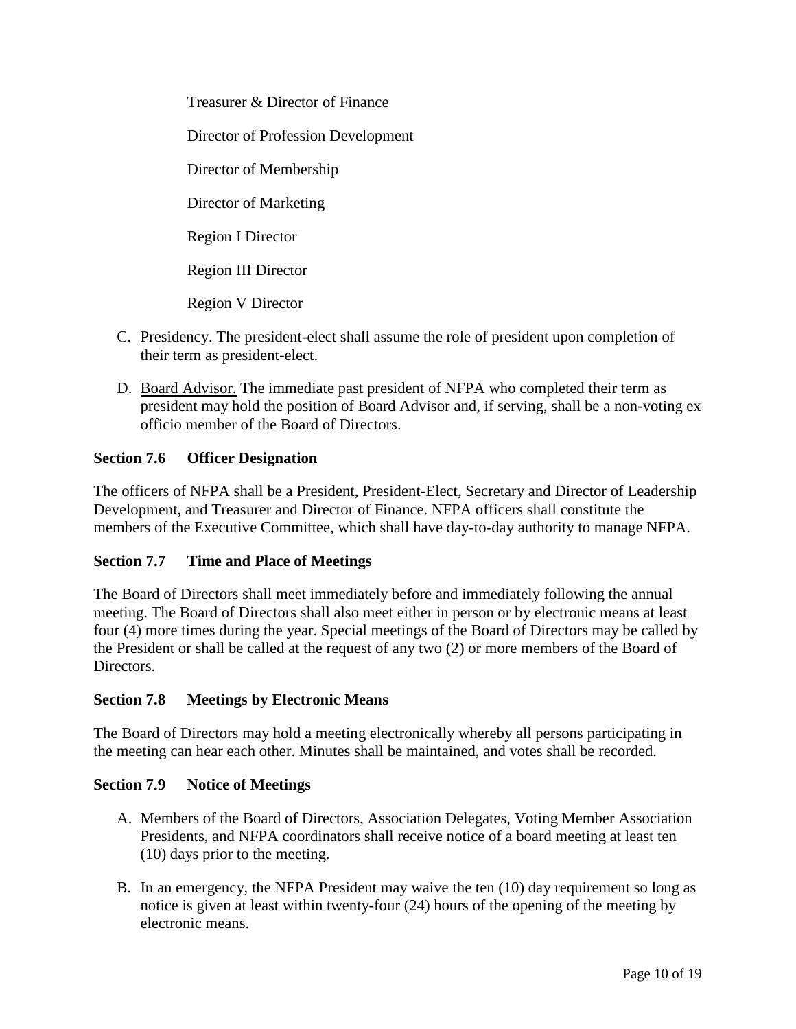Treasurer & Director of Finance

Director of Profession Development

Director of Membership

Director of Marketing

Region I Director

Region III Director

Region V Director

C. Presidency. The president-elect shall assume the role of president upon completion of their term as president-elect.

D. Board Advisor. The immediate past president of NFPA who completed their term as president may hold the position of Board Advisor and, if serving, shall be a non-voting ex officio member of the Board of Directors.

### Section 7.6 Officer Designation

The officers of NFPA shall be a President, President-Elect, Secretary and Director of Leadership Development, and Treasurer and Director of Finance. NFPA officers shall constitute the members of the Executive Committee, which shall have day-to-day authority to manage NFPA.

### Section 7.7 Time and Place of Meetings

The Board of Directors shall meet immediately before and immediately following the annual meeting. The Board of Directors shall also meet either in person or by electronic means at least four (4) more times during the year. Special meetings of the Board of Directors may be called by the President or shall be called at the request of any two (2) or more members of the Board of Directors.

### Section 7.8 Meetings by Electronic Means

The Board of Directors may hold a meeting electronically whereby all persons participating in the meeting can hear each other. Minutes shall be maintained, and votes shall be recorded.

### Section 7.9 Notice of Meetings

A. Members of the Board of Directors, Association Delegates, Voting Member Association Presidents, and NFPA coordinators shall receive notice of a board meeting at least ten (10) days prior to the meeting.

B. In an emergency, the NFPA President may waive the ten (10) day requirement so long as notice is given at least within twenty-four (24) hours of the opening of the meeting by electronic means.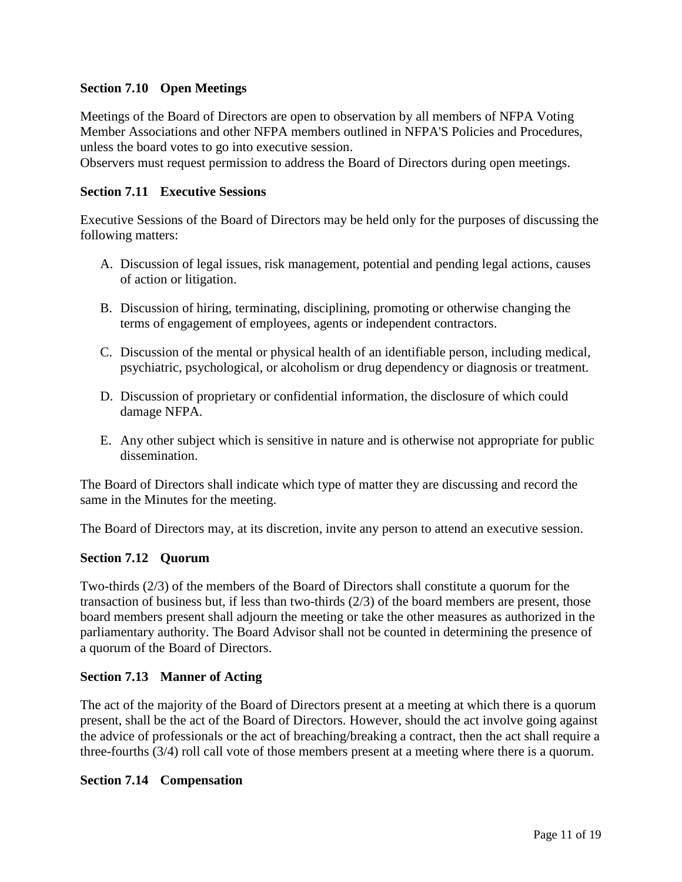### Section 7.10 Open Meetings

Meetings of the Board of Directors are open to observation by all members of NFPA Voting Member Associations and other NFPA members outlined in NFPA'S Policies and Procedures, unless the board votes to go into executive session.
Observers must request permission to address the Board of Directors during open meetings.

### Section 7.11 Executive Sessions

Executive Sessions of the Board of Directors may be held only for the purposes of discussing the following matters:

A. Discussion of legal issues, risk management, potential and pending legal actions, causes of action or litigation.

B. Discussion of hiring, terminating, disciplining, promoting or otherwise changing the terms of engagement of employees, agents or independent contractors.

C. Discussion of the mental or physical health of an identifiable person, including medical, psychiatric, psychological, or alcoholism or drug dependency or diagnosis or treatment.

D. Discussion of proprietary or confidential information, the disclosure of which could damage NFPA.

E. Any other subject which is sensitive in nature and is otherwise not appropriate for public dissemination.

The Board of Directors shall indicate which type of matter they are discussing and record the same in the Minutes for the meeting.

The Board of Directors may, at its discretion, invite any person to attend an executive session.

### Section 7.12 Quorum

Two-thirds (2/3) of the members of the Board of Directors shall constitute a quorum for the transaction of business but, if less than two-thirds (2/3) of the board members are present, those board members present shall adjourn the meeting or take the other measures as authorized in the parliamentary authority. The Board Advisor shall not be counted in determining the presence of a quorum of the Board of Directors.

### Section 7.13 Manner of Acting

The act of the majority of the Board of Directors present at a meeting at which there is a quorum present, shall be the act of the Board of Directors. However, should the act involve going against the advice of professionals or the act of breaching/breaking a contract, then the act shall require a three-fourths (3/4) roll call vote of those members present at a meeting where there is a quorum.

### Section 7.14 Compensation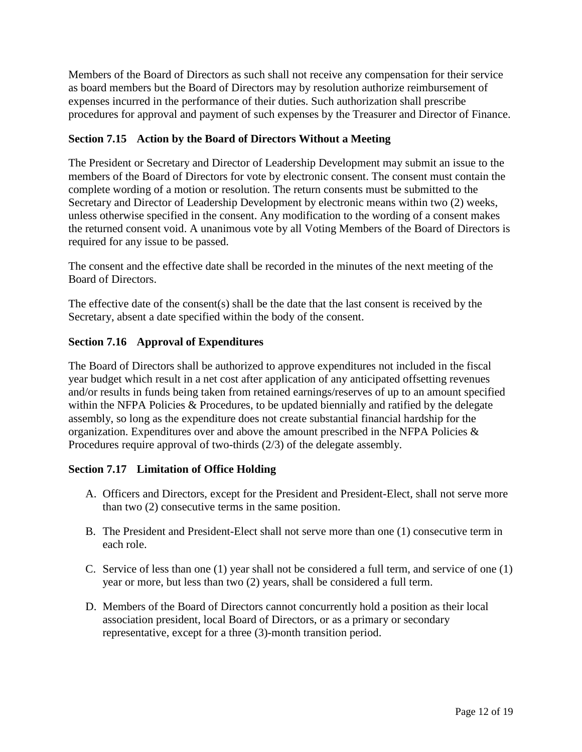Members of the Board of Directors as such shall not receive any compensation for their service as board members but the Board of Directors may by resolution authorize reimbursement of expenses incurred in the performance of their duties. Such authorization shall prescribe procedures for approval and payment of such expenses by the Treasurer and Director of Finance.

### Section 7.15 Action by the Board of Directors Without a Meeting

The President or Secretary and Director of Leadership Development may submit an issue to the members of the Board of Directors for vote by electronic consent. The consent must contain the complete wording of a motion or resolution. The return consents must be submitted to the Secretary and Director of Leadership Development by electronic means within two (2) weeks, unless otherwise specified in the consent. Any modification to the wording of a consent makes the returned consent void. A unanimous vote by all Voting Members of the Board of Directors is required for any issue to be passed.

The consent and the effective date shall be recorded in the minutes of the next meeting of the Board of Directors.

The effective date of the consent(s) shall be the date that the last consent is received by the Secretary, absent a date specified within the body of the consent.

### Section 7.16 Approval of Expenditures

The Board of Directors shall be authorized to approve expenditures not included in the fiscal year budget which result in a net cost after application of any anticipated offsetting revenues and/or results in funds being taken from retained earnings/reserves of up to an amount specified within the NFPA Policies & Procedures, to be updated biennially and ratified by the delegate assembly, so long as the expenditure does not create substantial financial hardship for the organization. Expenditures over and above the amount prescribed in the NFPA Policies & Procedures require approval of two-thirds (2/3) of the delegate assembly.

### Section 7.17 Limitation of Office Holding

A. Officers and Directors, except for the President and President-Elect, shall not serve more than two (2) consecutive terms in the same position.

B. The President and President-Elect shall not serve more than one (1) consecutive term in each role.

C. Service of less than one (1) year shall not be considered a full term, and service of one (1) year or more, but less than two (2) years, shall be considered a full term.

D. Members of the Board of Directors cannot concurrently hold a position as their local association president, local Board of Directors, or as a primary or secondary representative, except for a three (3)-month transition period.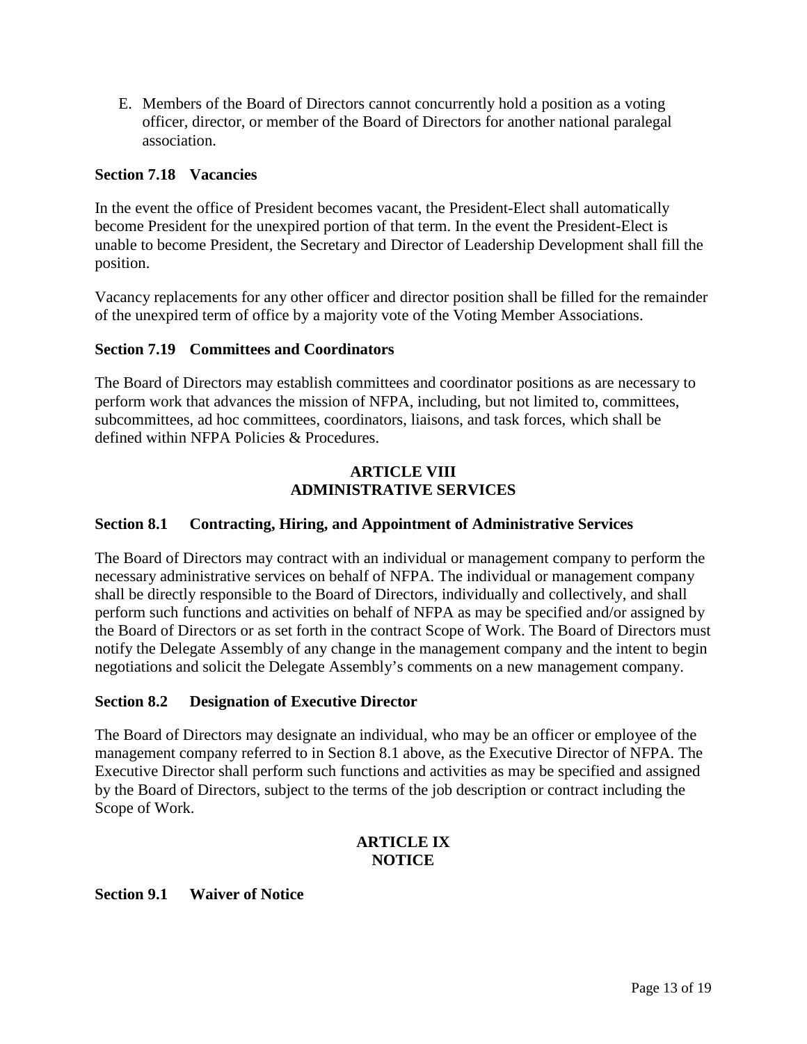E. Members of the Board of Directors cannot concurrently hold a position as a voting officer, director, or member of the Board of Directors for another national paralegal association.

**Section 7.18 Vacancies**

In the event the office of President becomes vacant, the President-Elect shall automatically become President for the unexpired portion of that term. In the event the President-Elect is unable to become President, the Secretary and Director of Leadership Development shall fill the position.

Vacancy replacements for any other officer and director position shall be filled for the remainder of the unexpired term of office by a majority vote of the Voting Member Associations.

**Section 7.19 Committees and Coordinators**

The Board of Directors may establish committees and coordinator positions as are necessary to perform work that advances the mission of NFPA, including, but not limited to, committees, subcommittees, ad hoc committees, coordinators, liaisons, and task forces, which shall be defined within NFPA Policies & Procedures.

## ARTICLE VIII
## ADMINISTRATIVE SERVICES

**Section 8.1 Contracting, Hiring, and Appointment of Administrative Services**

The Board of Directors may contract with an individual or management company to perform the necessary administrative services on behalf of NFPA. The individual or management company shall be directly responsible to the Board of Directors, individually and collectively, and shall perform such functions and activities on behalf of NFPA as may be specified and/or assigned by the Board of Directors or as set forth in the contract Scope of Work. The Board of Directors must notify the Delegate Assembly of any change in the management company and the intent to begin negotiations and solicit the Delegate Assembly's comments on a new management company.

**Section 8.2 Designation of Executive Director**

The Board of Directors may designate an individual, who may be an officer or employee of the management company referred to in Section 8.1 above, as the Executive Director of NFPA. The Executive Director shall perform such functions and activities as may be specified and assigned by the Board of Directors, subject to the terms of the job description or contract including the Scope of Work.

## ARTICLE IX
## NOTICE

**Section 9.1 Waiver of Notice**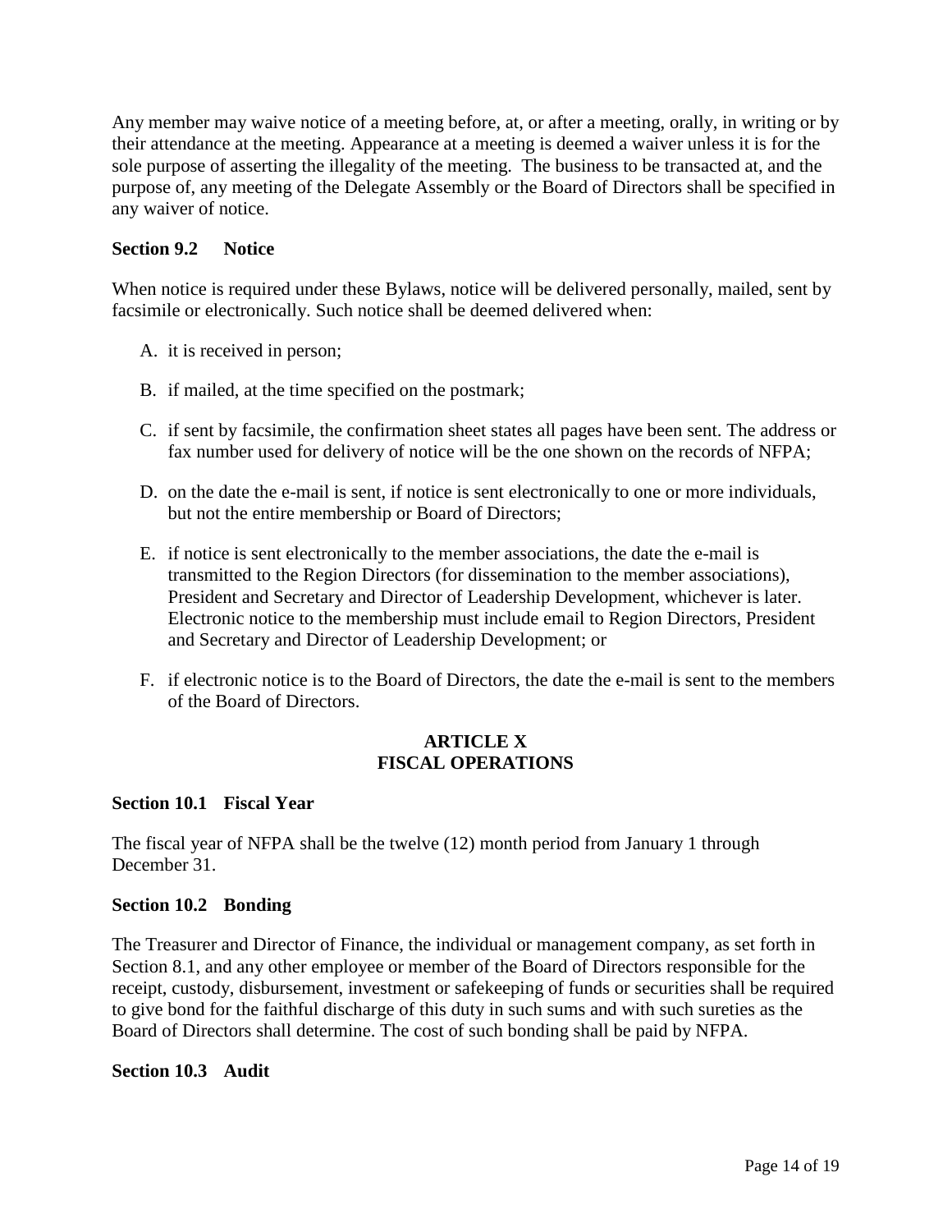Any member may waive notice of a meeting before, at, or after a meeting, orally, in writing or by their attendance at the meeting. Appearance at a meeting is deemed a waiver unless it is for the sole purpose of asserting the illegality of the meeting. The business to be transacted at, and the purpose of, any meeting of the Delegate Assembly or the Board of Directors shall be specified in any waiver of notice.

**Section 9.2 Notice**

When notice is required under these Bylaws, notice will be delivered personally, mailed, sent by facsimile or electronically. Such notice shall be deemed delivered when:

A. it is received in person;

B. if mailed, at the time specified on the postmark;

C. if sent by facsimile, the confirmation sheet states all pages have been sent. The address or fax number used for delivery of notice will be the one shown on the records of NFPA;

D. on the date the e-mail is sent, if notice is sent electronically to one or more individuals, but not the entire membership or Board of Directors;

E. if notice is sent electronically to the member associations, the date the e-mail is transmitted to the Region Directors (for dissemination to the member associations), President and Secretary and Director of Leadership Development, whichever is later. Electronic notice to the membership must include email to Region Directors, President and Secretary and Director of Leadership Development; or

F. if electronic notice is to the Board of Directors, the date the e-mail is sent to the members of the Board of Directors.

## ARTICLE X
## FISCAL OPERATIONS

**Section 10.1 Fiscal Year**

The fiscal year of NFPA shall be the twelve (12) month period from January 1 through December 31.

**Section 10.2 Bonding**

The Treasurer and Director of Finance, the individual or management company, as set forth in Section 8.1, and any other employee or member of the Board of Directors responsible for the receipt, custody, disbursement, investment or safekeeping of funds or securities shall be required to give bond for the faithful discharge of this duty in such sums and with such sureties as the Board of Directors shall determine. The cost of such bonding shall be paid by NFPA.

**Section 10.3 Audit**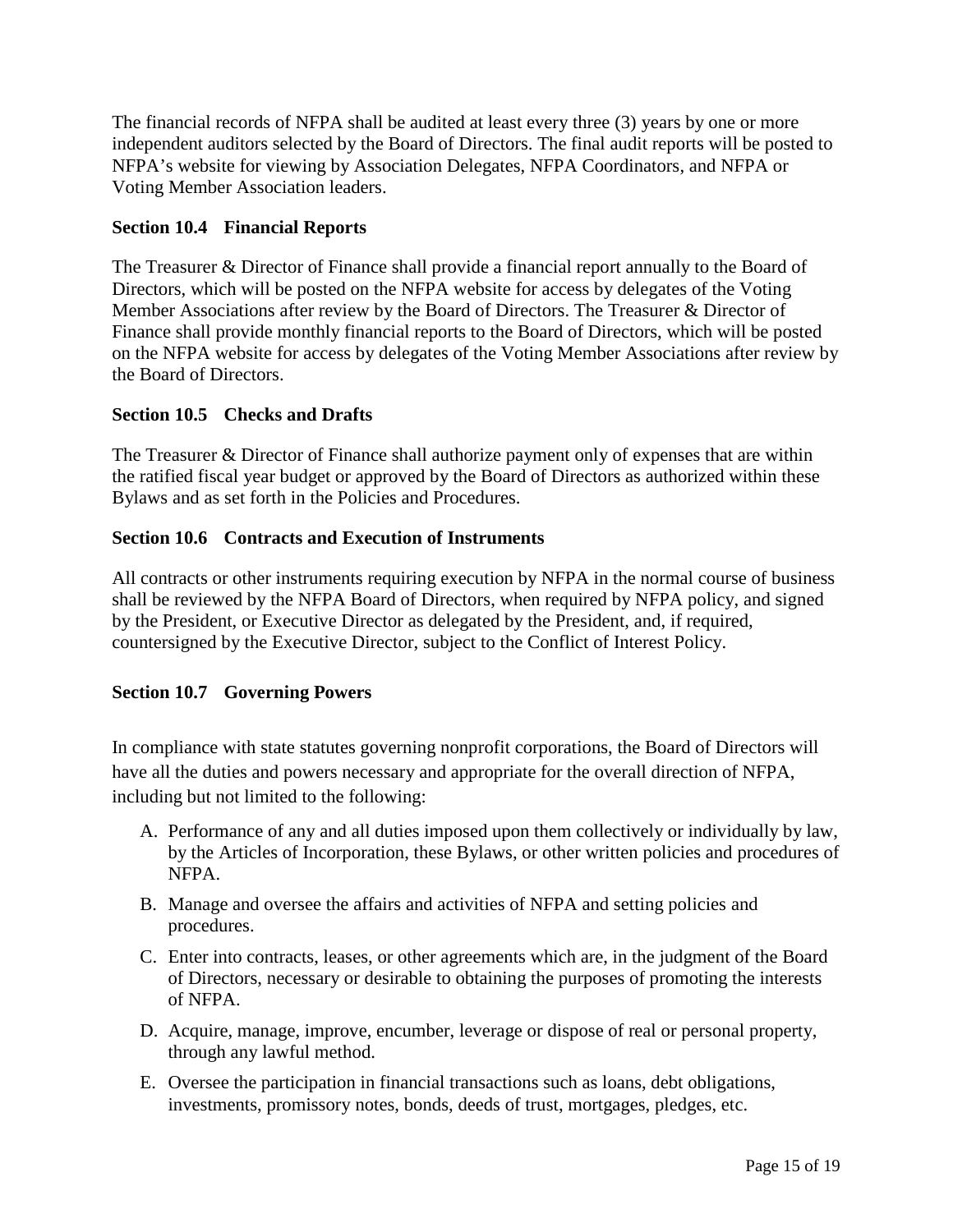The financial records of NFPA shall be audited at least every three (3) years by one or more independent auditors selected by the Board of Directors. The final audit reports will be posted to NFPA's website for viewing by Association Delegates, NFPA Coordinators, and NFPA or Voting Member Association leaders.

### Section 10.4 Financial Reports

The Treasurer & Director of Finance shall provide a financial report annually to the Board of Directors, which will be posted on the NFPA website for access by delegates of the Voting Member Associations after review by the Board of Directors. The Treasurer & Director of Finance shall provide monthly financial reports to the Board of Directors, which will be posted on the NFPA website for access by delegates of the Voting Member Associations after review by the Board of Directors.

### Section 10.5 Checks and Drafts

The Treasurer & Director of Finance shall authorize payment only of expenses that are within the ratified fiscal year budget or approved by the Board of Directors as authorized within these Bylaws and as set forth in the Policies and Procedures.

### Section 10.6 Contracts and Execution of Instruments

All contracts or other instruments requiring execution by NFPA in the normal course of business shall be reviewed by the NFPA Board of Directors, when required by NFPA policy, and signed by the President, or Executive Director as delegated by the President, and, if required, countersigned by the Executive Director, subject to the Conflict of Interest Policy.

### Section 10.7 Governing Powers

In compliance with state statutes governing nonprofit corporations, the Board of Directors will have all the duties and powers necessary and appropriate for the overall direction of NFPA, including but not limited to the following:

A. Performance of any and all duties imposed upon them collectively or individually by law, by the Articles of Incorporation, these Bylaws, or other written policies and procedures of NFPA.

B. Manage and oversee the affairs and activities of NFPA and setting policies and procedures.

C. Enter into contracts, leases, or other agreements which are, in the judgment of the Board of Directors, necessary or desirable to obtaining the purposes of promoting the interests of NFPA.

D. Acquire, manage, improve, encumber, leverage or dispose of real or personal property, through any lawful method.

E. Oversee the participation in financial transactions such as loans, debt obligations, investments, promissory notes, bonds, deeds of trust, mortgages, pledges, etc.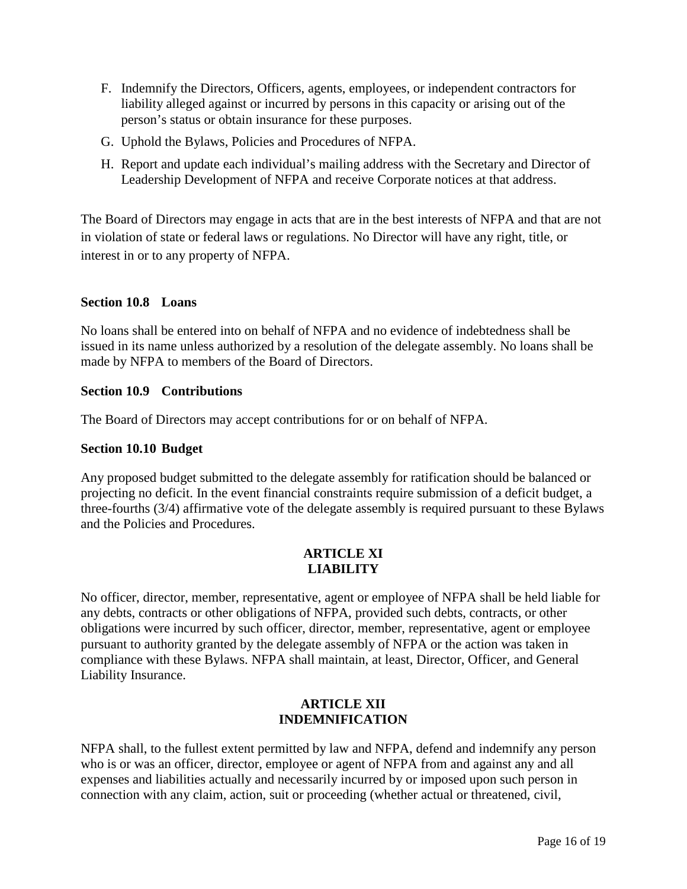F. Indemnify the Directors, Officers, agents, employees, or independent contractors for liability alleged against or incurred by persons in this capacity or arising out of the person's status or obtain insurance for these purposes.

G. Uphold the Bylaws, Policies and Procedures of NFPA.

H. Report and update each individual's mailing address with the Secretary and Director of Leadership Development of NFPA and receive Corporate notices at that address.

The Board of Directors may engage in acts that are in the best interests of NFPA and that are not in violation of state or federal laws or regulations. No Director will have any right, title, or interest in or to any property of NFPA.

**Section 10.8 Loans**

No loans shall be entered into on behalf of NFPA and no evidence of indebtedness shall be issued in its name unless authorized by a resolution of the delegate assembly. No loans shall be made by NFPA to members of the Board of Directors.

**Section 10.9 Contributions**

The Board of Directors may accept contributions for or on behalf of NFPA.

**Section 10.10 Budget**

Any proposed budget submitted to the delegate assembly for ratification should be balanced or projecting no deficit. In the event financial constraints require submission of a deficit budget, a three-fourths (3/4) affirmative vote of the delegate assembly is required pursuant to these Bylaws and the Policies and Procedures.

## ARTICLE XI
## LIABILITY

No officer, director, member, representative, agent or employee of NFPA shall be held liable for any debts, contracts or other obligations of NFPA, provided such debts, contracts, or other obligations were incurred by such officer, director, member, representative, agent or employee pursuant to authority granted by the delegate assembly of NFPA or the action was taken in compliance with these Bylaws. NFPA shall maintain, at least, Director, Officer, and General Liability Insurance.

## ARTICLE XII
## INDEMNIFICATION

NFPA shall, to the fullest extent permitted by law and NFPA, defend and indemnify any person who is or was an officer, director, employee or agent of NFPA from and against any and all expenses and liabilities actually and necessarily incurred by or imposed upon such person in connection with any claim, action, suit or proceeding (whether actual or threatened, civil,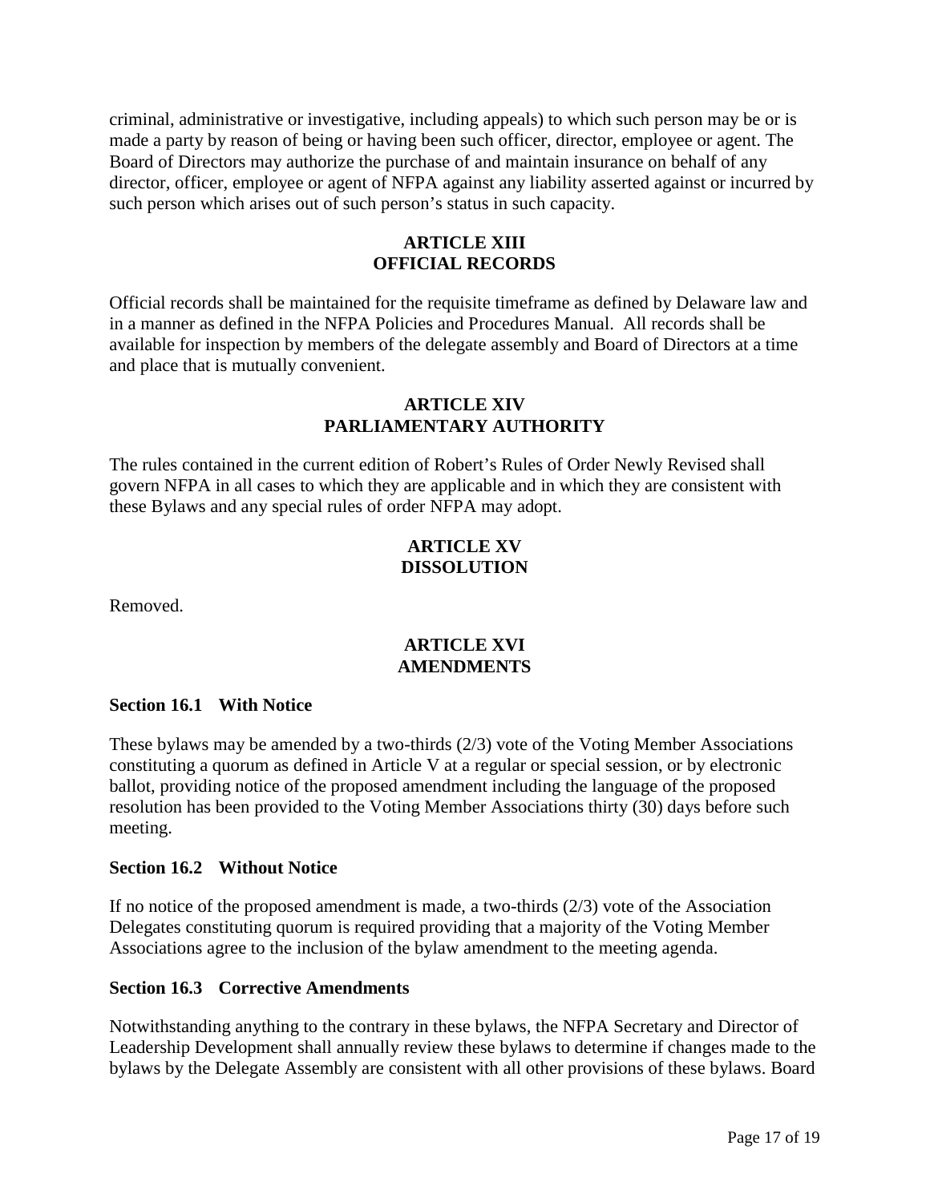criminal, administrative or investigative, including appeals) to which such person may be or is made a party by reason of being or having been such officer, director, employee or agent. The Board of Directors may authorize the purchase of and maintain insurance on behalf of any director, officer, employee or agent of NFPA against any liability asserted against or incurred by such person which arises out of such person's status in such capacity.

## ARTICLE XIII
## OFFICIAL RECORDS

Official records shall be maintained for the requisite timeframe as defined by Delaware law and in a manner as defined in the NFPA Policies and Procedures Manual. All records shall be available for inspection by members of the delegate assembly and Board of Directors at a time and place that is mutually convenient.

## ARTICLE XIV
## PARLIAMENTARY AUTHORITY

The rules contained in the current edition of Robert's Rules of Order Newly Revised shall govern NFPA in all cases to which they are applicable and in which they are consistent with these Bylaws and any special rules of order NFPA may adopt.

## ARTICLE XV
## DISSOLUTION

Removed.

## ARTICLE XVI
## AMENDMENTS

### Section 16.1 With Notice

These bylaws may be amended by a two-thirds (2/3) vote of the Voting Member Associations constituting a quorum as defined in Article V at a regular or special session, or by electronic ballot, providing notice of the proposed amendment including the language of the proposed resolution has been provided to the Voting Member Associations thirty (30) days before such meeting.

### Section 16.2 Without Notice

If no notice of the proposed amendment is made, a two-thirds (2/3) vote of the Association Delegates constituting quorum is required providing that a majority of the Voting Member Associations agree to the inclusion of the bylaw amendment to the meeting agenda.

### Section 16.3 Corrective Amendments

Notwithstanding anything to the contrary in these bylaws, the NFPA Secretary and Director of Leadership Development shall annually review these bylaws to determine if changes made to the bylaws by the Delegate Assembly are consistent with all other provisions of these bylaws. Board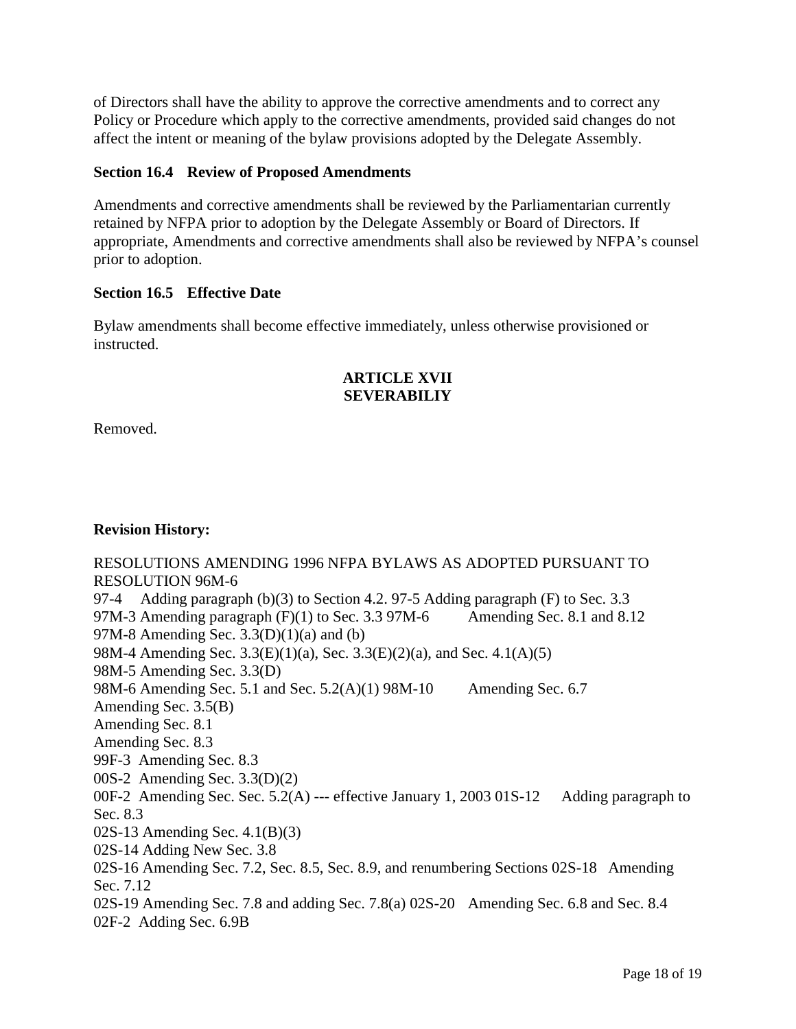of Directors shall have the ability to approve the corrective amendments and to correct any Policy or Procedure which apply to the corrective amendments, provided said changes do not affect the intent or meaning of the bylaw provisions adopted by the Delegate Assembly.

**Section 16.4 Review of Proposed Amendments**

Amendments and corrective amendments shall be reviewed by the Parliamentarian currently retained by NFPA prior to adoption by the Delegate Assembly or Board of Directors. If appropriate, Amendments and corrective amendments shall also be reviewed by NFPA's counsel prior to adoption.

**Section 16.5 Effective Date**

Bylaw amendments shall become effective immediately, unless otherwise provisioned or instructed.

**ARTICLE XVII**
**SEVERABILIY**

Removed.

**Revision History:**

RESOLUTIONS AMENDING 1996 NFPA BYLAWS AS ADOPTED PURSUANT TO RESOLUTION 96M-6
97-4 Adding paragraph (b)(3) to Section 4.2. 97-5 Adding paragraph (F) to Sec. 3.3
97M-3 Amending paragraph (F)(1) to Sec. 3.3 97M-6 Amending Sec. 8.1 and 8.12
97M-8 Amending Sec. 3.3(D)(1)(a) and (b)
98M-4 Amending Sec. 3.3(E)(1)(a), Sec. 3.3(E)(2)(a), and Sec. 4.1(A)(5)
98M-5 Amending Sec. 3.3(D)
98M-6 Amending Sec. 5.1 and Sec. 5.2(A)(1) 98M-10 Amending Sec. 6.7
Amending Sec. 3.5(B)
Amending Sec. 8.1
Amending Sec. 8.3
99F-3 Amending Sec. 8.3
00S-2 Amending Sec. 3.3(D)(2)
00F-2 Amending Sec. Sec. 5.2(A) --- effective January 1, 2003 01S-12 Adding paragraph to Sec. 8.3
02S-13 Amending Sec. 4.1(B)(3)
02S-14 Adding New Sec. 3.8
02S-16 Amending Sec. 7.2, Sec. 8.5, Sec. 8.9, and renumbering Sections 02S-18 Amending Sec. 7.12
02S-19 Amending Sec. 7.8 and adding Sec. 7.8(a) 02S-20 Amending Sec. 6.8 and Sec. 8.4
02F-2 Adding Sec. 6.9B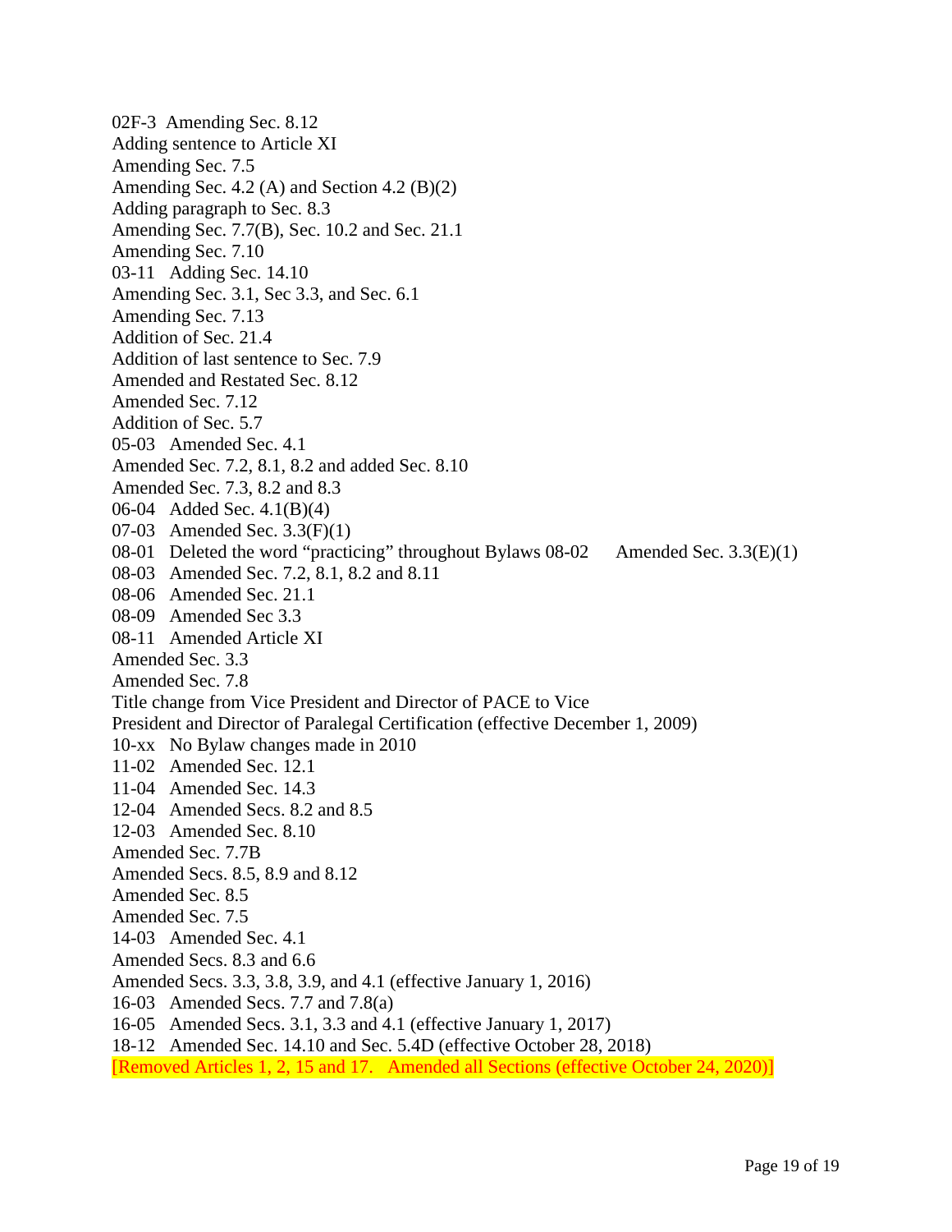02F-3 Amending Sec. 8.12
Adding sentence to Article XI
Amending Sec. 7.5
Amending Sec. 4.2 (A) and Section 4.2 (B)(2)
Adding paragraph to Sec. 8.3
Amending Sec. 7.7(B), Sec. 10.2 and Sec. 21.1
Amending Sec. 7.10
03-11 Adding Sec. 14.10
Amending Sec. 3.1, Sec 3.3, and Sec. 6.1
Amending Sec. 7.13
Addition of Sec. 21.4
Addition of last sentence to Sec. 7.9
Amended and Restated Sec. 8.12
Amended Sec. 7.12
Addition of Sec. 5.7
05-03 Amended Sec. 4.1
Amended Sec. 7.2, 8.1, 8.2 and added Sec. 8.10
Amended Sec. 7.3, 8.2 and 8.3
06-04 Added Sec. 4.1(B)(4)
07-03 Amended Sec. 3.3(F)(1)
08-01 Deleted the word "practicing" throughout Bylaws 08-02 Amended Sec. 3.3(E)(1)
08-03 Amended Sec. 7.2, 8.1, 8.2 and 8.11
08-06 Amended Sec. 21.1
08-09 Amended Sec 3.3
08-11 Amended Article XI
Amended Sec. 3.3
Amended Sec. 7.8
Title change from Vice President and Director of PACE to Vice President and Director of Paralegal Certification (effective December 1, 2009)
10-xx No Bylaw changes made in 2010
11-02 Amended Sec. 12.1
11-04 Amended Sec. 14.3
12-04 Amended Secs. 8.2 and 8.5
12-03 Amended Sec. 8.10
Amended Sec. 7.7B
Amended Secs. 8.5, 8.9 and 8.12
Amended Sec. 8.5
Amended Sec. 7.5
14-03 Amended Sec. 4.1
Amended Secs. 8.3 and 6.6
Amended Secs. 3.3, 3.8, 3.9, and 4.1 (effective January 1, 2016)
16-03 Amended Secs. 7.7 and 7.8(a)
16-05 Amended Secs. 3.1, 3.3 and 4.1 (effective January 1, 2017)
18-12 Amended Sec. 14.10 and Sec. 5.4D (effective October 28, 2018)
[Removed Articles 1, 2, 15 and 17. Amended all Sections (effective October 24, 2020)]